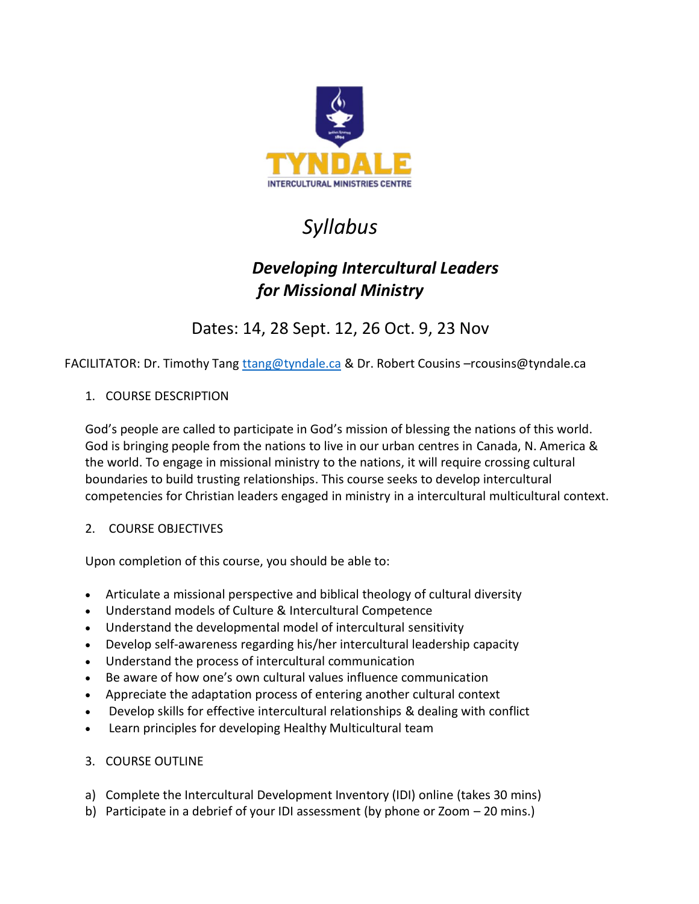TYNDALE

INTERCULTURAL MINISTRIES CENTRE

# *Syllabus*

## ***Developing Intercultural Leaders for Missional Ministry***

Dates: 14, 28 Sept. 12, 26 Oct. 9, 23 Nov

FACILITATOR: Dr. Timothy Tang ttang@tyndale.ca & Dr. Robert Cousins –rcousins@tyndale.ca

1. COURSE DESCRIPTION

God's people are called to participate in God's mission of blessing the nations of this world. God is bringing people from the nations to live in our urban centres in Canada, N. America & the world. To engage in missional ministry to the nations, it will require crossing cultural boundaries to build trusting relationships. This course seeks to develop intercultural competencies for Christian leaders engaged in ministry in a intercultural multicultural context.

2. COURSE OBJECTIVES

Upon completion of this course, you should be able to:

- Articulate a missional perspective and biblical theology of cultural diversity
- Understand models of Culture & Intercultural Competence
- Understand the developmental model of intercultural sensitivity
- Develop self-awareness regarding his/her intercultural leadership capacity
- Understand the process of intercultural communication
- Be aware of how one's own cultural values influence communication
- Appreciate the adaptation process of entering another cultural context
- Develop skills for effective intercultural relationships & dealing with conflict
- Learn principles for developing Healthy Multicultural team

3. COURSE OUTLINE

a) Complete the Intercultural Development Inventory (IDI) online (takes 30 mins)
b) Participate in a debrief of your IDI assessment (by phone or Zoom – 20 mins.)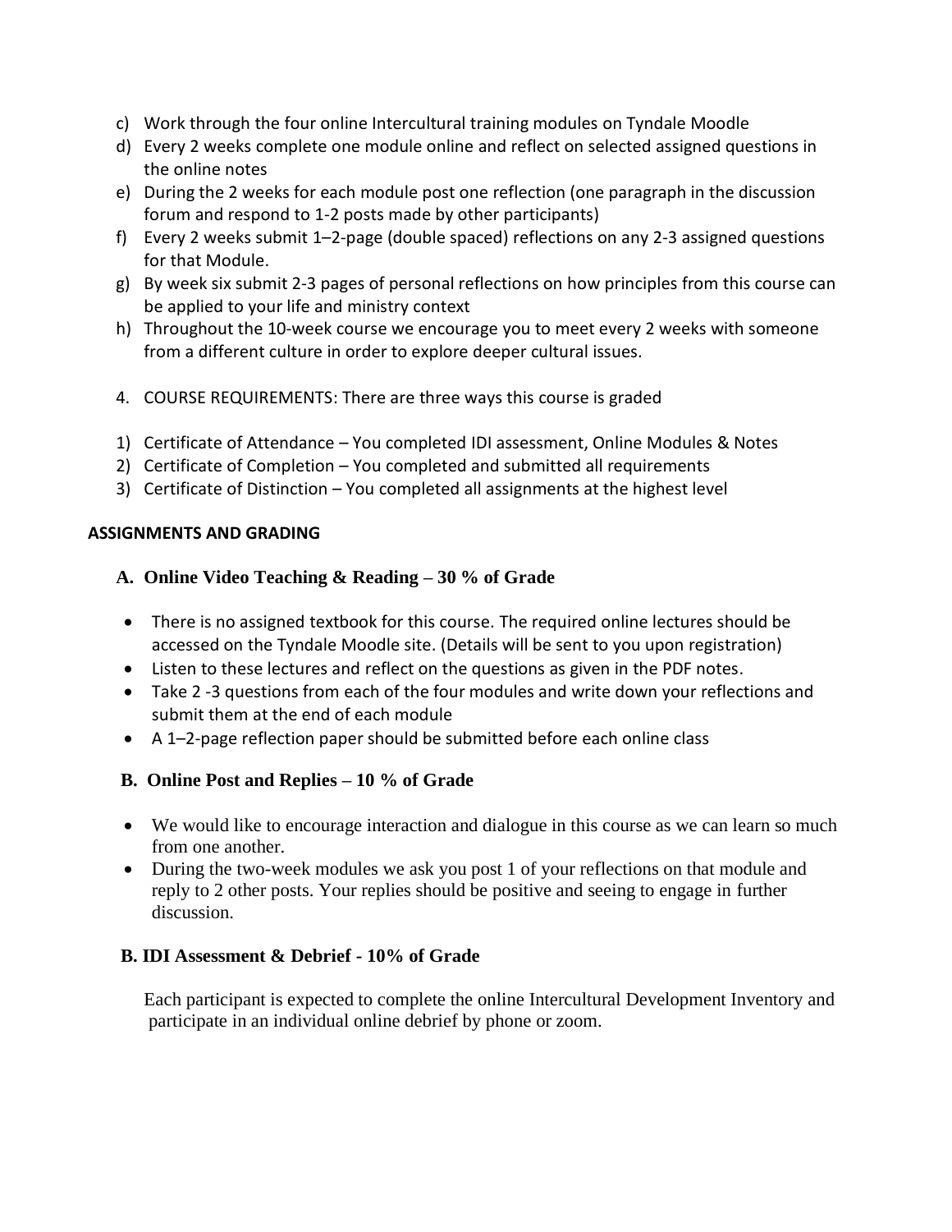c) Work through the four online Intercultural training modules on Tyndale Moodle
d) Every 2 weeks complete one module online and reflect on selected assigned questions in the online notes
e) During the 2 weeks for each module post one reflection (one paragraph in the discussion forum and respond to 1-2 posts made by other participants)
f) Every 2 weeks submit 1–2-page (double spaced) reflections on any 2-3 assigned questions for that Module.
g) By week six submit 2-3 pages of personal reflections on how principles from this course can be applied to your life and ministry context
h) Throughout the 10-week course we encourage you to meet every 2 weeks with someone from a different culture in order to explore deeper cultural issues.

4. COURSE REQUIREMENTS: There are three ways this course is graded

1) Certificate of Attendance – You completed IDI assessment, Online Modules & Notes
2) Certificate of Completion – You completed and submitted all requirements
3) Certificate of Distinction – You completed all assignments at the highest level

**ASSIGNMENTS AND GRADING**

### A. Online Video Teaching & Reading – 30 % of Grade

- There is no assigned textbook for this course. The required online lectures should be accessed on the Tyndale Moodle site. (Details will be sent to you upon registration)
- Listen to these lectures and reflect on the questions as given in the PDF notes.
- Take 2 -3 questions from each of the four modules and write down your reflections and submit them at the end of each module
- A 1–2-page reflection paper should be submitted before each online class

### B. Online Post and Replies – 10 % of Grade

- We would like to encourage interaction and dialogue in this course as we can learn so much from one another.
- During the two-week modules we ask you post 1 of your reflections on that module and reply to 2 other posts. Your replies should be positive and seeing to engage in further discussion.

### B. IDI Assessment & Debrief - 10% of Grade

Each participant is expected to complete the online Intercultural Development Inventory and participate in an individual online debrief by phone or zoom.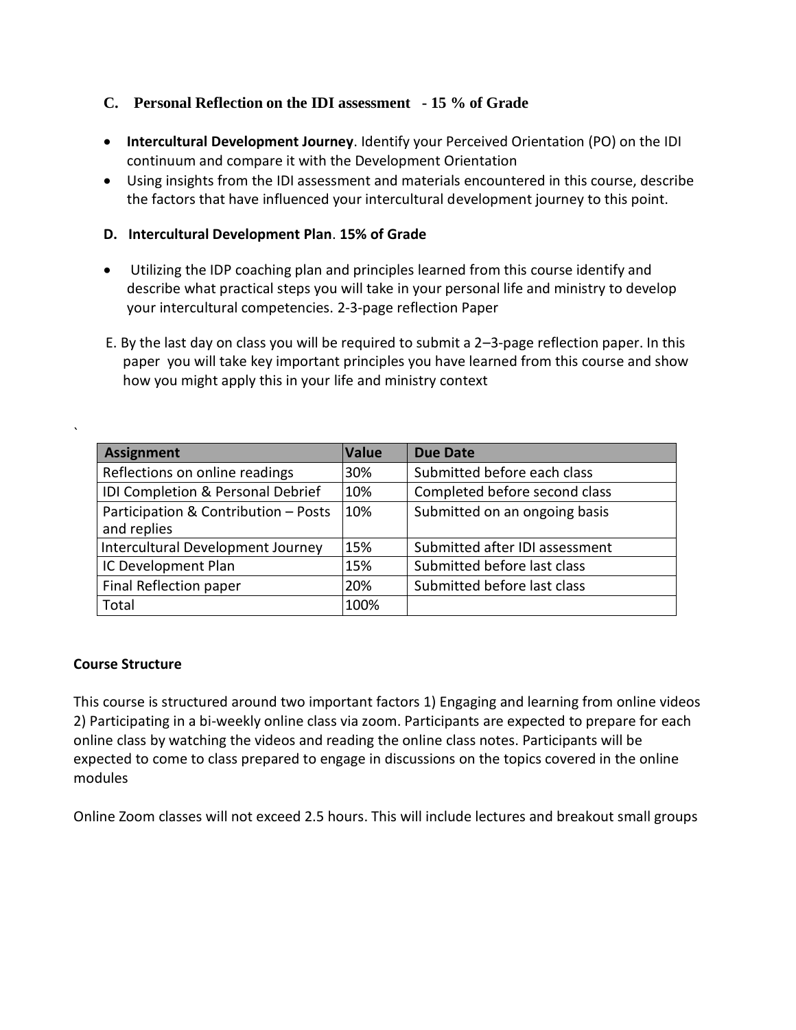### C. Personal Reflection on the IDI assessment - 15 % of Grade

- **Intercultural Development Journey**. Identify your Perceived Orientation (PO) on the IDI continuum and compare it with the Development Orientation
- Using insights from the IDI assessment and materials encountered in this course, describe the factors that have influenced your intercultural development journey to this point.

### D. Intercultural Development Plan. 15% of Grade

- Utilizing the IDP coaching plan and principles learned from this course identify and describe what practical steps you will take in your personal life and ministry to develop your intercultural competencies. 2-3-page reflection Paper

E. By the last day on class you will be required to submit a 2–3-page reflection paper. In this paper you will take key important principles you have learned from this course and show how you might apply this in your life and ministry context

`

| Assignment | Value | Due Date |
|---|---|---|
| Reflections on online readings | 30% | Submitted before each class |
| IDI Completion & Personal Debrief | 10% | Completed before second class |
| Participation & Contribution – Posts and replies | 10% | Submitted on an ongoing basis |
| Intercultural Development Journey | 15% | Submitted after IDI assessment |
| IC Development Plan | 15% | Submitted before last class |
| Final Reflection paper | 20% | Submitted before last class |
| Total | 100% | |

**Course Structure**

This course is structured around two important factors 1) Engaging and learning from online videos 2) Participating in a bi-weekly online class via zoom. Participants are expected to prepare for each online class by watching the videos and reading the online class notes. Participants will be expected to come to class prepared to engage in discussions on the topics covered in the online modules

Online Zoom classes will not exceed 2.5 hours. This will include lectures and breakout small groups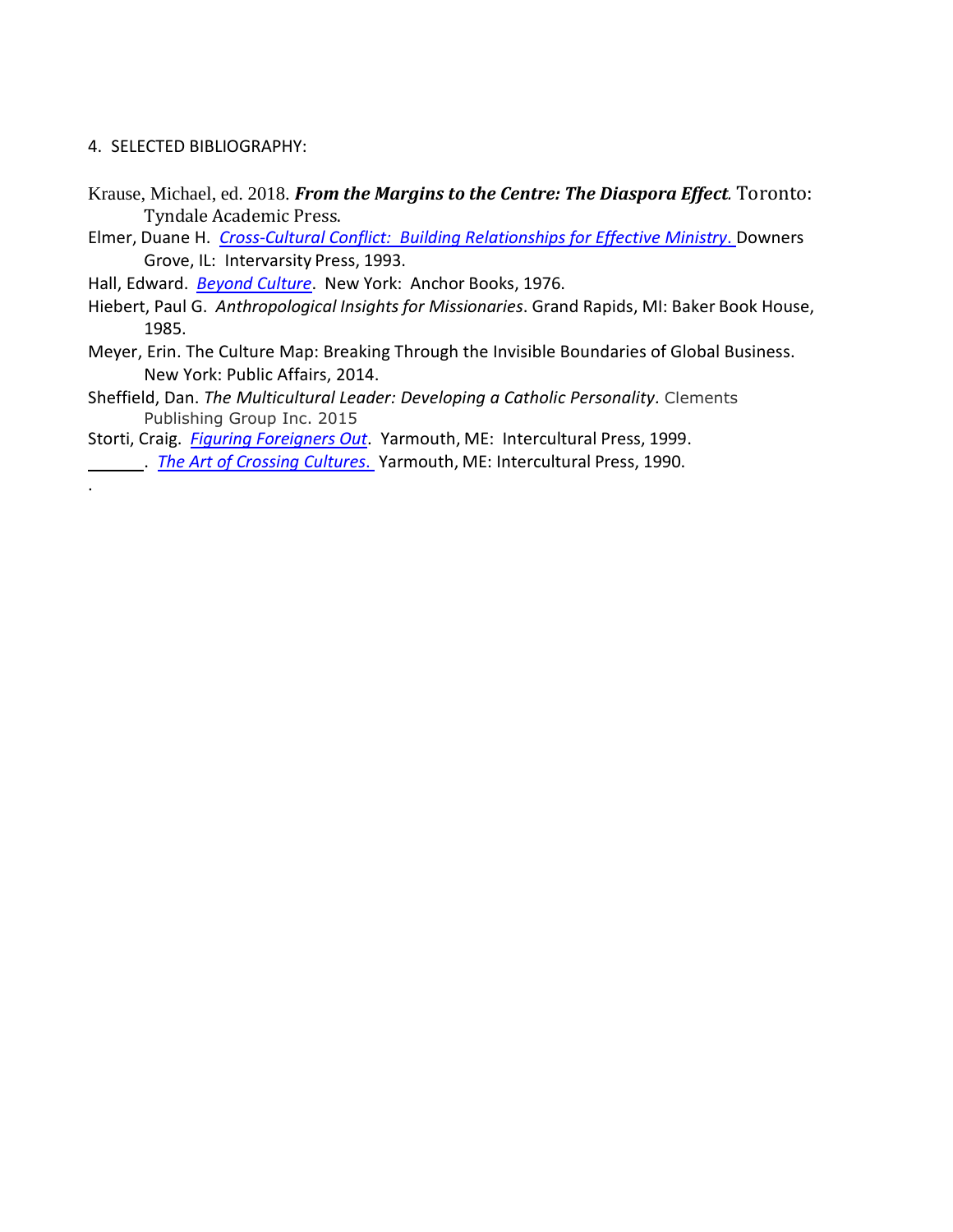4. SELECTED BIBLIOGRAPHY:

Krause, Michael, ed. 2018. ***From the Margins to the Centre: The Diaspora Effect*.** Toronto: Tyndale Academic Press.

Elmer, Duane H. *Cross-Cultural Conflict: Building Relationships for Effective Ministry*. Downers Grove, IL: Intervarsity Press, 1993.

Hall, Edward. *Beyond Culture*. New York: Anchor Books, 1976.

Hiebert, Paul G. *Anthropological Insights for Missionaries*. Grand Rapids, MI: Baker Book House, 1985.

Meyer, Erin. The Culture Map: Breaking Through the Invisible Boundaries of Global Business. New York: Public Affairs, 2014.

Sheffield, Dan. *The Multicultural Leader: Developing a Catholic Personality*. Clements Publishing Group Inc. 2015

Storti, Craig. *Figuring Foreigners Out*. Yarmouth, ME: Intercultural Press, 1999.

______. *The Art of Crossing Cultures*. Yarmouth, ME: Intercultural Press, 1990.

.